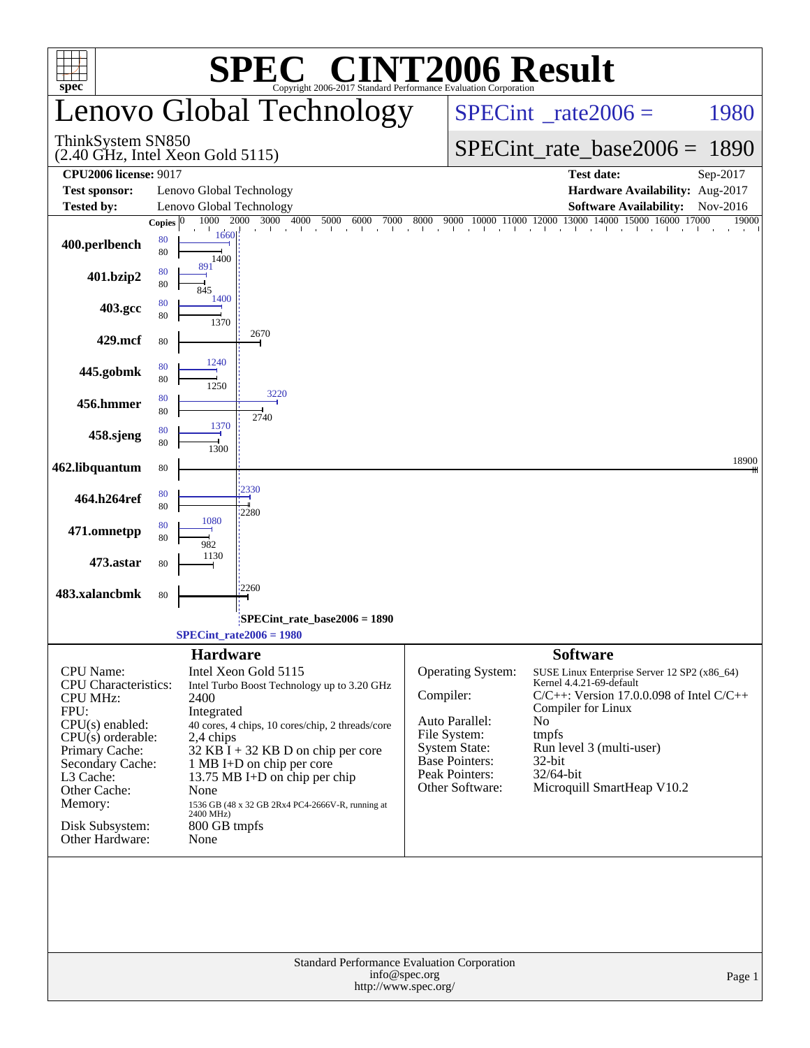# SPEC CINT2006 Result

Copyright 2006-2017 Standard Performance Evaluation Corporation

## Lenovo Global Technology

ThinkSystem SN850
(2.40 GHz, Intel Xeon Gold 5115)

SPECint_rate2006 = 1980

SPECint_rate_base2006 = 1890

| | | | |
|---|---|---|---|
| **CPU2006 license:** 9017 | | **Test date:** | Sep-2017 |
| **Test sponsor:** | Lenovo Global Technology | **Hardware Availability:** | Aug-2017 |
| **Tested by:** | Lenovo Global Technology | **Software Availability:** | Nov-2016 |

| Benchmark | Copies (peak) | Peak | Copies (base) | Base |
|---|---|---|---|---|
| 400.perlbench | 80 | 1660 | 80 | 1400 |
| 401.bzip2 | 80 | 891 | 80 | 845 |
| 403.gcc | 80 | 1400 | 80 | 1370 |
| 429.mcf | | | 80 | 2670 |
| 445.gobmk | 80 | 1240 | 80 | 1250 |
| 456.hmmer | 80 | 3220 | 80 | 2740 |
| 458.sjeng | 80 | 1370 | 80 | 1300 |
| 462.libquantum | | | 80 | 18900 |
| 464.h264ref | 80 | 2330 | 80 | 2280 |
| 471.omnetpp | 80 | 1080 | 80 | 982 |
| 473.astar | | | 80 | 1130 |
| 483.xalancbmk | | | 80 | 2260 |

SPECint_rate_base2006 = 1890

SPECint_rate2006 = 1980

### Hardware

| | |
|---|---|
| CPU Name: | Intel Xeon Gold 5115 |
| CPU Characteristics: | Intel Turbo Boost Technology up to 3.20 GHz |
| CPU MHz: | 2400 |
| FPU: | Integrated |
| CPU(s) enabled: | 40 cores, 4 chips, 10 cores/chip, 2 threads/core |
| CPU(s) orderable: | 2,4 chips |
| Primary Cache: | 32 KB I + 32 KB D on chip per core |
| Secondary Cache: | 1 MB I+D on chip per core |
| L3 Cache: | 13.75 MB I+D on chip per chip |
| Other Cache: | None |
| Memory: | 1536 GB (48 x 32 GB 2Rx4 PC4-2666V-R, running at 2400 MHz) |
| Disk Subsystem: | 800 GB tmpfs |
| Other Hardware: | None |

### Software

| | |
|---|---|
| Operating System: | SUSE Linux Enterprise Server 12 SP2 (x86_64) Kernel 4.4.21-69-default |
| Compiler: | C/C++: Version 17.0.0.098 of Intel C/C++ Compiler for Linux |
| Auto Parallel: | No |
| File System: | tmpfs |
| System State: | Run level 3 (multi-user) |
| Base Pointers: | 32-bit |
| Peak Pointers: | 32/64-bit |
| Other Software: | Microquill SmartHeap V10.2 |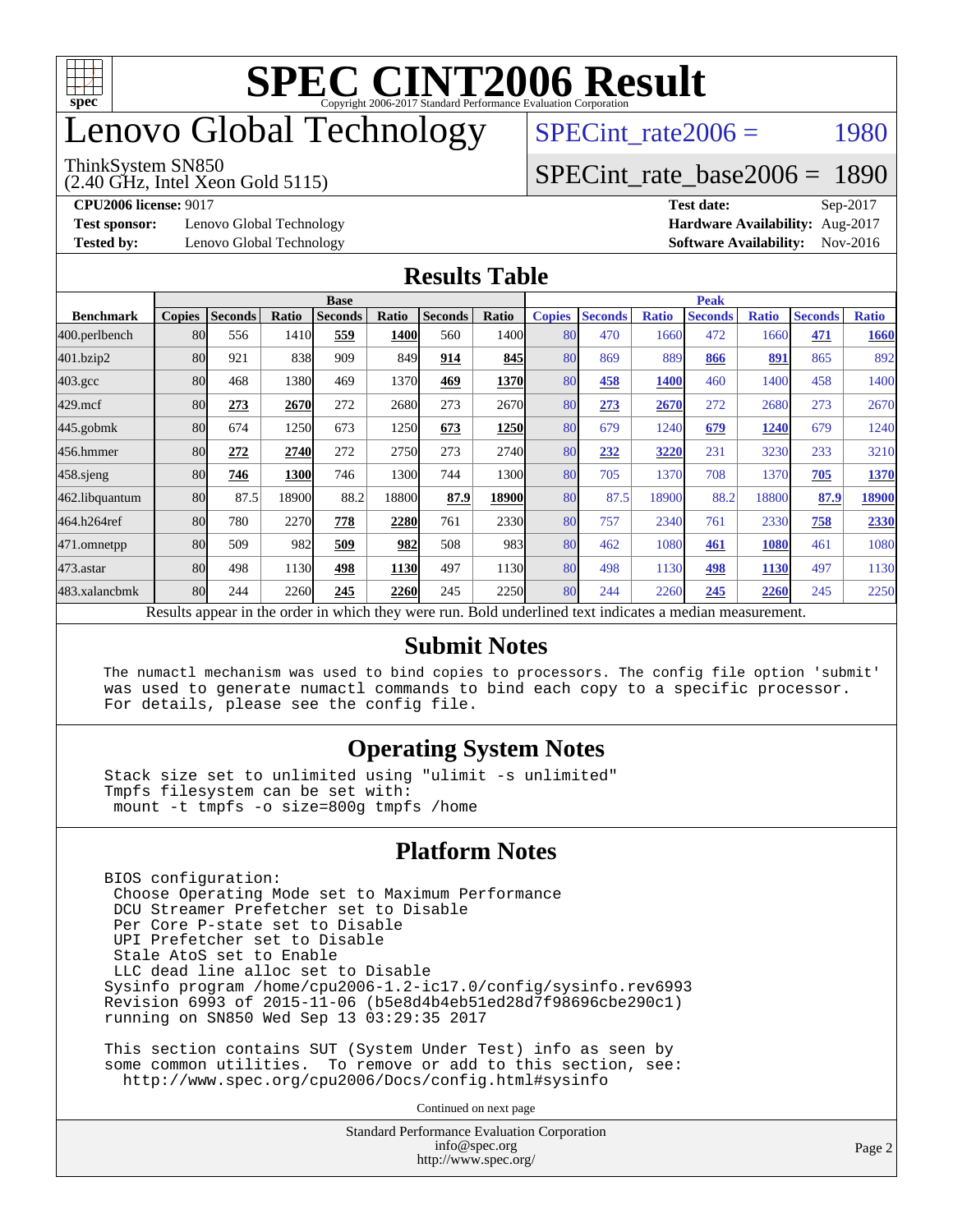# SPEC CINT2006 Result

Copyright 2006-2017 Standard Performance Evaluation Corporation

# Lenovo Global Technology

ThinkSystem SN850
(2.40 GHz, Intel Xeon Gold 5115)

SPECint_rate2006 = 1980

SPECint_rate_base2006 = 1890

**CPU2006 license:** 9017
**Test sponsor:** Lenovo Global Technology
**Tested by:** Lenovo Global Technology

**Test date:** Sep-2017
**Hardware Availability:** Aug-2017
**Software Availability:** Nov-2016

## Results Table

| Benchmark | Base | | | | | | | Peak | | | | | | |
|---|---|---|---|---|---|---|---|---|---|---|---|---|---|---|
| | Copies | Seconds | Ratio | Seconds | Ratio | Seconds | Ratio | Copies | Seconds | Ratio | Seconds | Ratio | Seconds | Ratio |
| 400.perlbench | 80 | 556 | 1410 | **559** | **1400** | 560 | 1400 | 80 | 470 | 1660 | 472 | 1660 | **471** | **1660** |
| 401.bzip2 | 80 | 921 | 838 | 909 | 849 | **914** | **845** | 80 | 869 | 889 | **866** | **891** | 865 | 892 |
| 403.gcc | 80 | 468 | 1380 | 469 | 1370 | **469** | **1370** | 80 | **458** | **1400** | 460 | 1400 | 458 | 1400 |
| 429.mcf | 80 | **273** | **2670** | 272 | 2680 | 273 | 2670 | 80 | **273** | **2670** | 272 | 2680 | 273 | 2670 |
| 445.gobmk | 80 | 674 | 1250 | 673 | 1250 | **673** | **1250** | 80 | 679 | 1240 | **679** | **1240** | 679 | 1240 |
| 456.hmmer | 80 | **272** | **2740** | 272 | 2750 | 273 | 2740 | 80 | **232** | **3220** | 231 | 3230 | 233 | 3210 |
| 458.sjeng | 80 | **746** | **1300** | 746 | 1300 | 744 | 1300 | 80 | 705 | 1370 | 708 | 1370 | **705** | **1370** |
| 462.libquantum | 80 | 87.5 | 18900 | 88.2 | 18800 | **87.9** | **18900** | 80 | 87.5 | 18900 | 88.2 | 18800 | **87.9** | **18900** |
| 464.h264ref | 80 | 780 | 2270 | **778** | **2280** | 761 | 2330 | 80 | 757 | 2340 | 761 | 2330 | **758** | **2330** |
| 471.omnetpp | 80 | 509 | 982 | **509** | **982** | 508 | 983 | 80 | 462 | 1080 | **461** | **1080** | 461 | 1080 |
| 473.astar | 80 | 498 | 1130 | **498** | **1130** | 497 | 1130 | 80 | 498 | 1130 | **498** | **1130** | 497 | 1130 |
| 483.xalancbmk | 80 | 244 | 2260 | **245** | **2260** | 245 | 2250 | 80 | 244 | 2260 | **245** | **2260** | 245 | 2250 |

Results appear in the order in which they were run. Bold underlined text indicates a median measurement.

## Submit Notes

```
The numactl mechanism was used to bind copies to processors. The config file option 'submit'
was used to generate numactl commands to bind each copy to a specific processor.
For details, please see the config file.
```

## Operating System Notes

```
Stack size set to unlimited using "ulimit -s unlimited"
Tmpfs filesystem can be set with:
 mount -t tmpfs -o size=800g tmpfs /home
```

## Platform Notes

```
BIOS configuration:
 Choose Operating Mode set to Maximum Performance
 DCU Streamer Prefetcher set to Disable
 Per Core P-state set to Disable
 UPI Prefetcher set to Disable
 Stale AtoS set to Enable
 LLC dead line alloc set to Disable
Sysinfo program /home/cpu2006-1.2-ic17.0/config/sysinfo.rev6993
Revision 6993 of 2015-11-06 (b5e8d4b4eb51ed28d7f98696cbe290c1)
running on SN850 Wed Sep 13 03:29:35 2017

This section contains SUT (System Under Test) info as seen by
some common utilities.  To remove or add to this section, see:
  http://www.spec.org/cpu2006/Docs/config.html#sysinfo
```

Continued on next page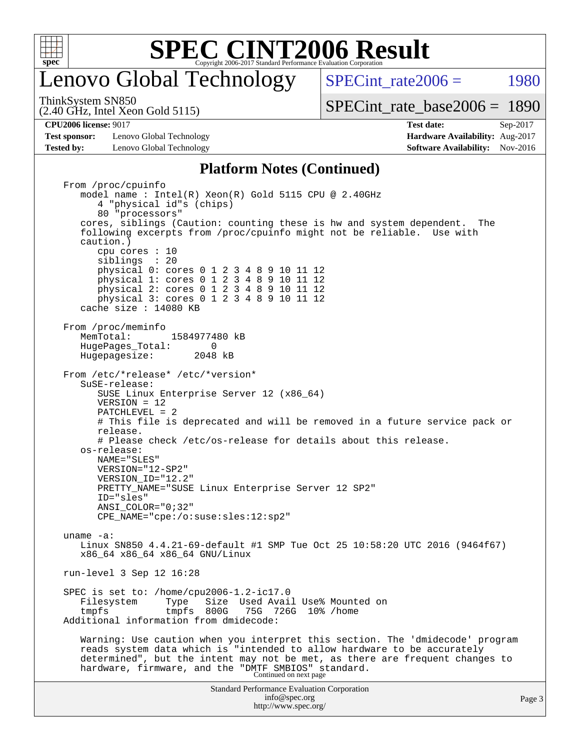# SPEC CINT2006 Result

## Lenovo Global Technology

ThinkSystem SN850
(2.40 GHz, Intel Xeon Gold 5115)

SPECint_rate2006 = 1980

SPECint_rate_base2006 = 1890

**CPU2006 license:** 9017
**Test sponsor:** Lenovo Global Technology
**Tested by:** Lenovo Global Technology

**Test date:** Sep-2017
**Hardware Availability:** Aug-2017
**Software Availability:** Nov-2016

### Platform Notes (Continued)

```
From /proc/cpuinfo
   model name : Intel(R) Xeon(R) Gold 5115 CPU @ 2.40GHz
      4 "physical id"s (chips)
      80 "processors"
   cores, siblings (Caution: counting these is hw and system dependent.  The
   following excerpts from /proc/cpuinfo might not be reliable.  Use with
   caution.)
      cpu cores : 10
      siblings  : 20
      physical 0: cores 0 1 2 3 4 8 9 10 11 12
      physical 1: cores 0 1 2 3 4 8 9 10 11 12
      physical 2: cores 0 1 2 3 4 8 9 10 11 12
      physical 3: cores 0 1 2 3 4 8 9 10 11 12
   cache size : 14080 KB

From /proc/meminfo
   MemTotal:       1584977480 kB
   HugePages_Total:       0
   Hugepagesize:       2048 kB

From /etc/*release* /etc/*version*
   SuSE-release:
      SUSE Linux Enterprise Server 12 (x86_64)
      VERSION = 12
      PATCHLEVEL = 2
      # This file is deprecated and will be removed in a future service pack or
      release.
      # Please check /etc/os-release for details about this release.
   os-release:
      NAME="SLES"
      VERSION="12-SP2"
      VERSION_ID="12.2"
      PRETTY_NAME="SUSE Linux Enterprise Server 12 SP2"
      ID="sles"
      ANSI_COLOR="0;32"
      CPE_NAME="cpe:/o:suse:sles:12:sp2"

uname -a:
   Linux SN850 4.4.21-69-default #1 SMP Tue Oct 25 10:58:20 UTC 2016 (9464f67)
   x86_64 x86_64 x86_64 GNU/Linux

run-level 3 Sep 12 16:28

SPEC is set to: /home/cpu2006-1.2-ic17.0
   Filesystem     Type   Size  Used Avail Use% Mounted on
   tmpfs          tmpfs  800G   75G  726G  10% /home
Additional information from dmidecode:

   Warning: Use caution when you interpret this section. The 'dmidecode' program
   reads system data which is "intended to allow hardware to be accurately
   determined", but the intent may not be met, as there are frequent changes to
   hardware, firmware, and the "DMTF SMBIOS" standard.
```

Continued on next page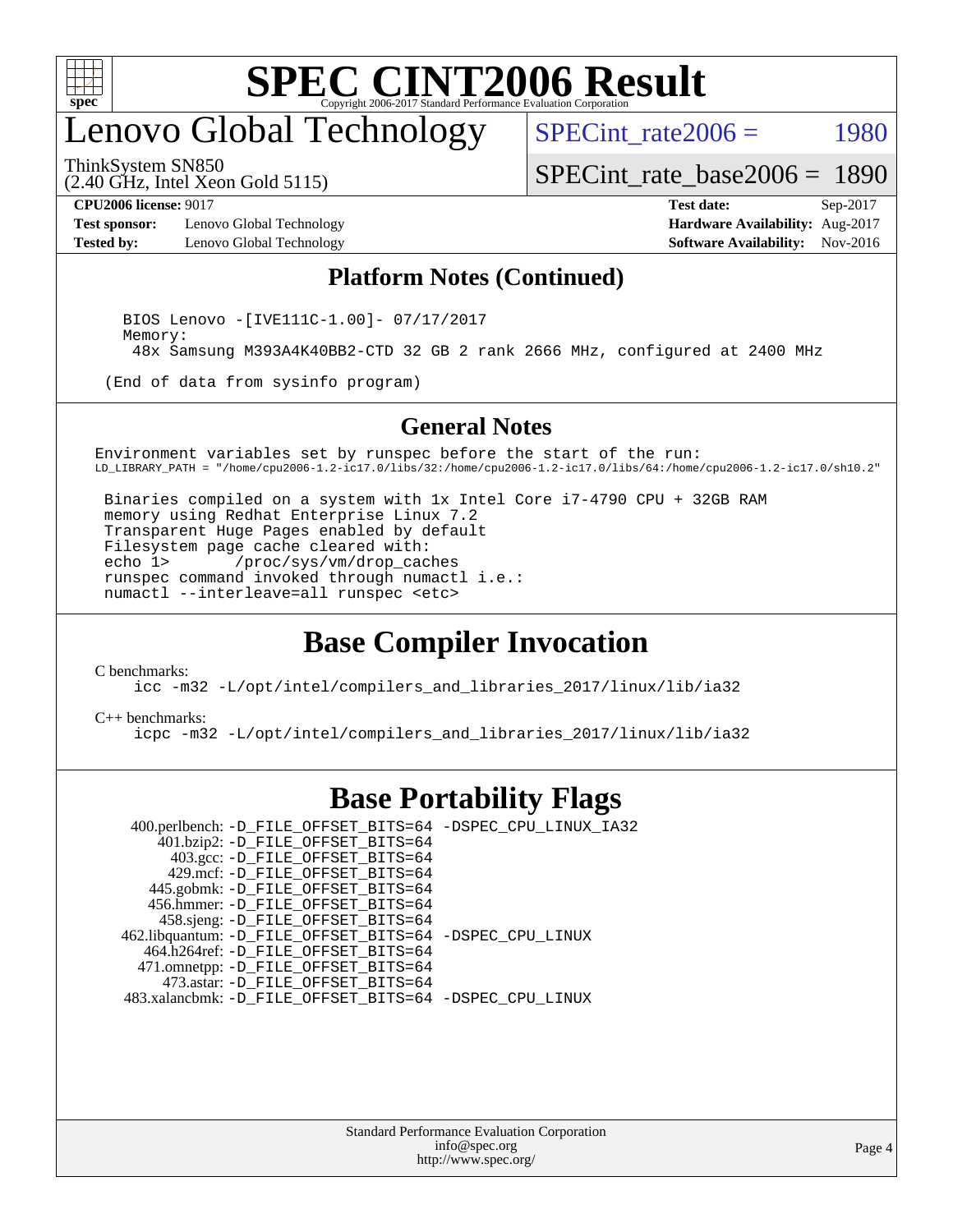## Platform Notes (Continued)

```
BIOS Lenovo -[IVE111C-1.00]- 07/17/2017
Memory:
 48x Samsung M393A4K40BB2-CTD 32 GB 2 rank 2666 MHz, configured at 2400 MHz

(End of data from sysinfo program)
```

## General Notes

```
Environment variables set by runspec before the start of the run:
LD_LIBRARY_PATH = "/home/cpu2006-1.2-ic17.0/libs/32:/home/cpu2006-1.2-ic17.0/libs/64:/home/cpu2006-1.2-ic17.0/sh10.2"

 Binaries compiled on a system with 1x Intel Core i7-4790 CPU + 32GB RAM
 memory using Redhat Enterprise Linux 7.2
 Transparent Huge Pages enabled by default
 Filesystem page cache cleared with:
 echo 1>       /proc/sys/vm/drop_caches
 runspec command invoked through numactl i.e.:
 numactl --interleave=all runspec <etc>
```

# Base Compiler Invocation

C benchmarks:
```
icc -m32 -L/opt/intel/compilers_and_libraries_2017/linux/lib/ia32
```

C++ benchmarks:
```
icpc -m32 -L/opt/intel/compilers_and_libraries_2017/linux/lib/ia32
```

# Base Portability Flags

| Benchmark | Flags |
| --- | --- |
| 400.perlbench: | -D_FILE_OFFSET_BITS=64 -DSPEC_CPU_LINUX_IA32 |
| 401.bzip2: | -D_FILE_OFFSET_BITS=64 |
| 403.gcc: | -D_FILE_OFFSET_BITS=64 |
| 429.mcf: | -D_FILE_OFFSET_BITS=64 |
| 445.gobmk: | -D_FILE_OFFSET_BITS=64 |
| 456.hmmer: | -D_FILE_OFFSET_BITS=64 |
| 458.sjeng: | -D_FILE_OFFSET_BITS=64 |
| 462.libquantum: | -D_FILE_OFFSET_BITS=64 -DSPEC_CPU_LINUX |
| 464.h264ref: | -D_FILE_OFFSET_BITS=64 |
| 471.omnetpp: | -D_FILE_OFFSET_BITS=64 |
| 473.astar: | -D_FILE_OFFSET_BITS=64 |
| 483.xalancbmk: | -D_FILE_OFFSET_BITS=64 -DSPEC_CPU_LINUX |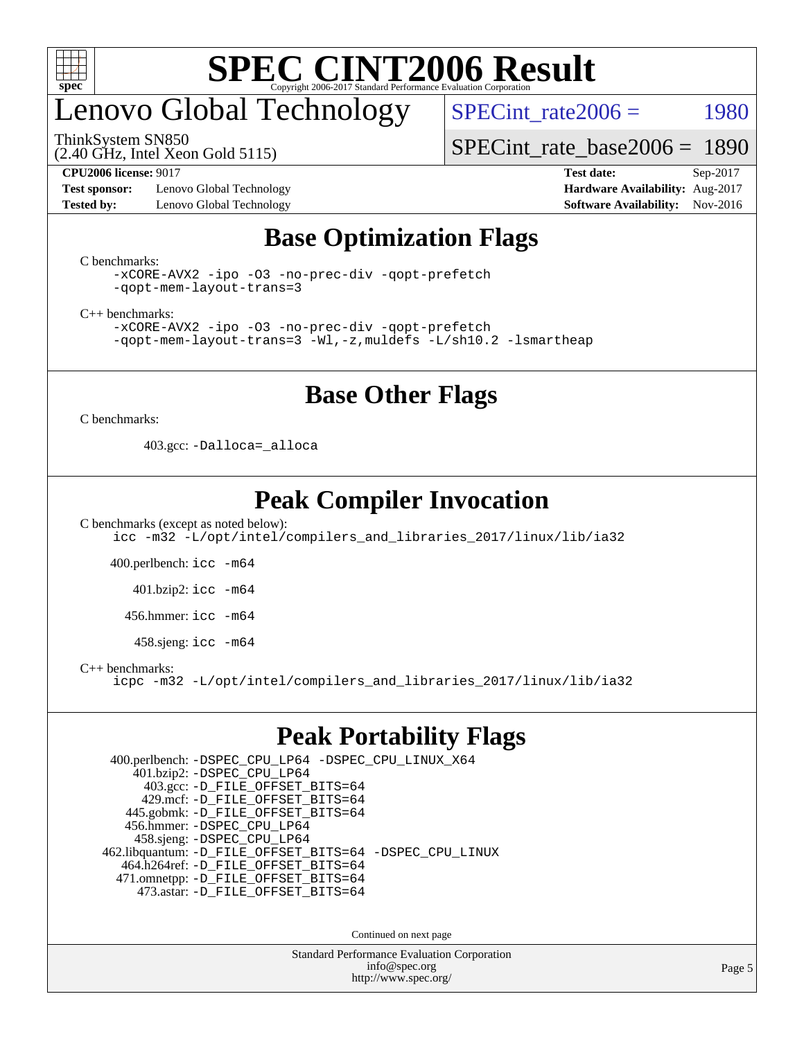# SPEC CINT2006 Result

Copyright 2006-2017 Standard Performance Evaluation Corporation

# Lenovo Global Technology

ThinkSystem SN850
(2.40 GHz, Intel Xeon Gold 5115)

SPECint_rate2006 = 1980

SPECint_rate_base2006 = 1890

| | | | |
|---|---|---|---|
| **CPU2006 license:** 9017 | | **Test date:** | Sep-2017 |
| **Test sponsor:** | Lenovo Global Technology | **Hardware Availability:** | Aug-2017 |
| **Tested by:** | Lenovo Global Technology | **Software Availability:** | Nov-2016 |

## Base Optimization Flags

C benchmarks:

```
-xCORE-AVX2 -ipo -O3 -no-prec-div -qopt-prefetch
-qopt-mem-layout-trans=3
```

C++ benchmarks:

```
-xCORE-AVX2 -ipo -O3 -no-prec-div -qopt-prefetch
-qopt-mem-layout-trans=3 -Wl,-z,muldefs -L/sh10.2 -lsmartheap
```

## Base Other Flags

C benchmarks:

403.gcc: `-Dalloca=_alloca`

## Peak Compiler Invocation

C benchmarks (except as noted below):

```
icc -m32 -L/opt/intel/compilers_and_libraries_2017/linux/lib/ia32
```

400.perlbench: `icc -m64`

401.bzip2: `icc -m64`

456.hmmer: `icc -m64`

458.sjeng: `icc -m64`

C++ benchmarks:

```
icpc -m32 -L/opt/intel/compilers_and_libraries_2017/linux/lib/ia32
```

## Peak Portability Flags

400.perlbench: `-DSPEC_CPU_LP64 -DSPEC_CPU_LINUX_X64`
401.bzip2: `-DSPEC_CPU_LP64`
403.gcc: `-D_FILE_OFFSET_BITS=64`
429.mcf: `-D_FILE_OFFSET_BITS=64`
445.gobmk: `-D_FILE_OFFSET_BITS=64`
456.hmmer: `-DSPEC_CPU_LP64`
458.sjeng: `-DSPEC_CPU_LP64`
462.libquantum: `-D_FILE_OFFSET_BITS=64 -DSPEC_CPU_LINUX`
464.h264ref: `-D_FILE_OFFSET_BITS=64`
471.omnetpp: `-D_FILE_OFFSET_BITS=64`
473.astar: `-D_FILE_OFFSET_BITS=64`

Continued on next page

Standard Performance Evaluation Corporation
info@spec.org
http://www.spec.org/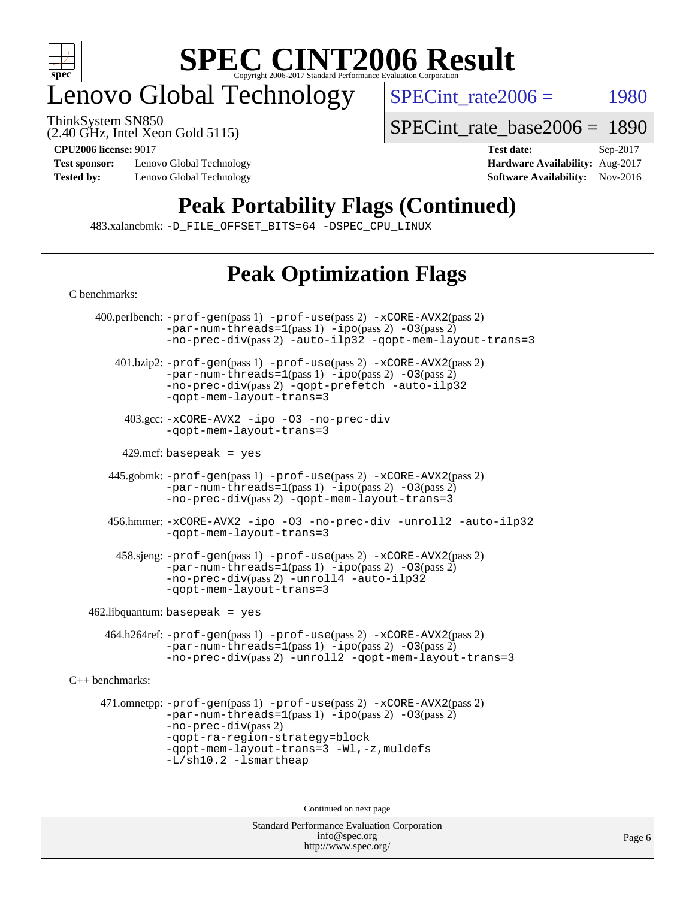# SPEC CINT2006 Result

## Lenovo Global Technology

ThinkSystem SN850
(2.40 GHz, Intel Xeon Gold 5115)

SPECint_rate2006 = 1980

SPECint_rate_base2006 = 1890

**CPU2006 license:** 9017
**Test sponsor:** Lenovo Global Technology
**Tested by:** Lenovo Global Technology

**Test date:** Sep-2017
**Hardware Availability:** Aug-2017
**Software Availability:** Nov-2016

## Peak Portability Flags (Continued)

483.xalancbmk: -D_FILE_OFFSET_BITS=64 -DSPEC_CPU_LINUX

## Peak Optimization Flags

C benchmarks:

400.perlbench: -prof-gen(pass 1) -prof-use(pass 2) -xCORE-AVX2(pass 2) -par-num-threads=1(pass 1) -ipo(pass 2) -O3(pass 2) -no-prec-div(pass 2) -auto-ilp32 -qopt-mem-layout-trans=3

401.bzip2: -prof-gen(pass 1) -prof-use(pass 2) -xCORE-AVX2(pass 2) -par-num-threads=1(pass 1) -ipo(pass 2) -O3(pass 2) -no-prec-div(pass 2) -qopt-prefetch -auto-ilp32 -qopt-mem-layout-trans=3

403.gcc: -xCORE-AVX2 -ipo -O3 -no-prec-div -qopt-mem-layout-trans=3

429.mcf: basepeak = yes

445.gobmk: -prof-gen(pass 1) -prof-use(pass 2) -xCORE-AVX2(pass 2) -par-num-threads=1(pass 1) -ipo(pass 2) -O3(pass 2) -no-prec-div(pass 2) -qopt-mem-layout-trans=3

456.hmmer: -xCORE-AVX2 -ipo -O3 -no-prec-div -unroll2 -auto-ilp32 -qopt-mem-layout-trans=3

458.sjeng: -prof-gen(pass 1) -prof-use(pass 2) -xCORE-AVX2(pass 2) -par-num-threads=1(pass 1) -ipo(pass 2) -O3(pass 2) -no-prec-div(pass 2) -unroll4 -auto-ilp32 -qopt-mem-layout-trans=3

462.libquantum: basepeak = yes

464.h264ref: -prof-gen(pass 1) -prof-use(pass 2) -xCORE-AVX2(pass 2) -par-num-threads=1(pass 1) -ipo(pass 2) -O3(pass 2) -no-prec-div(pass 2) -unroll2 -qopt-mem-layout-trans=3

C++ benchmarks:

471.omnetpp: -prof-gen(pass 1) -prof-use(pass 2) -xCORE-AVX2(pass 2) -par-num-threads=1(pass 1) -ipo(pass 2) -O3(pass 2) -no-prec-div(pass 2) -qopt-ra-region-strategy=block -qopt-mem-layout-trans=3 -Wl,-z,muldefs -L/sh10.2 -lsmartheap

Continued on next page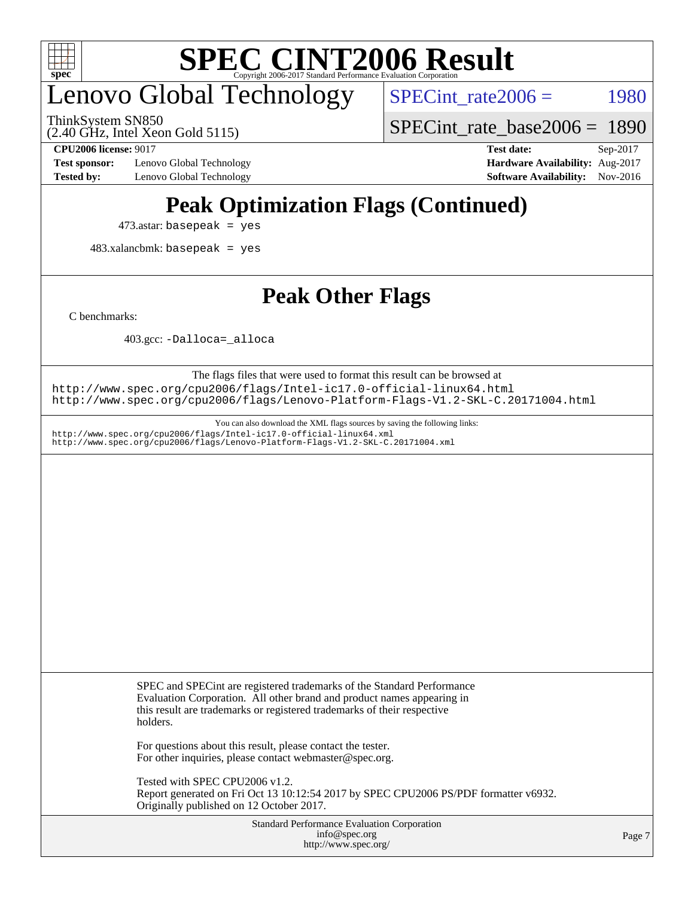# Peak Optimization Flags (Continued)

473.astar: basepeak = yes

483.xalancbmk: basepeak = yes

# Peak Other Flags

C benchmarks:

403.gcc: -Dalloca=_alloca

The flags files that were used to format this result can be browsed at
http://www.spec.org/cpu2006/flags/Intel-ic17.0-official-linux64.html
http://www.spec.org/cpu2006/flags/Lenovo-Platform-Flags-V1.2-SKL-C.20171004.html

You can also download the XML flags sources by saving the following links:
http://www.spec.org/cpu2006/flags/Intel-ic17.0-official-linux64.xml
http://www.spec.org/cpu2006/flags/Lenovo-Platform-Flags-V1.2-SKL-C.20171004.xml

SPEC and SPECint are registered trademarks of the Standard Performance Evaluation Corporation. All other brand and product names appearing in this result are trademarks or registered trademarks of their respective holders.

For questions about this result, please contact the tester.
For other inquiries, please contact webmaster@spec.org.

Tested with SPEC CPU2006 v1.2.
Report generated on Fri Oct 13 10:12:54 2017 by SPEC CPU2006 PS/PDF formatter v6932.
Originally published on 12 October 2017.